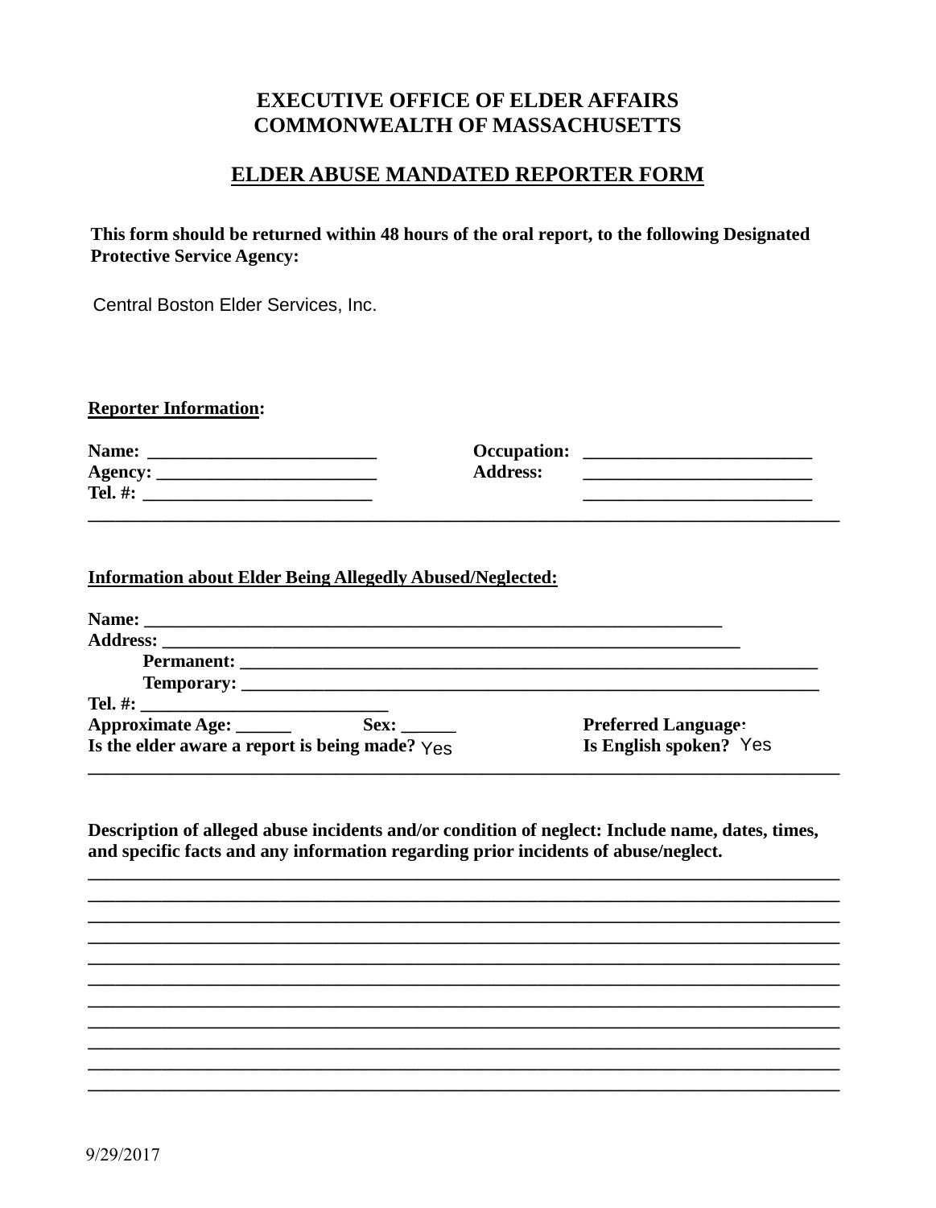**EXECUTIVE OFFICE OF ELDER AFFAIRS**
**COMMONWEALTH OF MASSACHUSETTS**

## ELDER ABUSE MANDATED REPORTER FORM

**This form should be returned within 48 hours of the oral report, to the following Designated Protective Service Agency:**

Central Boston Elder Services, Inc.

**Reporter Information:**

**Name:** _________________________ **Occupation:** _________________________
**Agency:** _________________________ **Address:** _________________________
**Tel. #:** _________________________ _________________________

---

**Information about Elder Being Allegedly Abused/Neglected:**

**Name:** ________________________________________________________________
**Address:** ________________________________________________________________
**Permanent:** ________________________________________________________________
**Temporary:** ________________________________________________________________
**Tel. #:** ____________________________
**Approximate Age:** ______ **Sex:** ______ **Preferred Language:**
**Is the elder aware a report is being made?** Yes **Is English spoken?** Yes

---

**Description of alleged abuse incidents and/or condition of neglect: Include name, dates, times, and specific facts and any information regarding prior incidents of abuse/neglect.**

______________________________________________________________________________
______________________________________________________________________________
______________________________________________________________________________
______________________________________________________________________________
______________________________________________________________________________
______________________________________________________________________________
______________________________________________________________________________
______________________________________________________________________________
______________________________________________________________________________
______________________________________________________________________________
______________________________________________________________________________

9/29/2017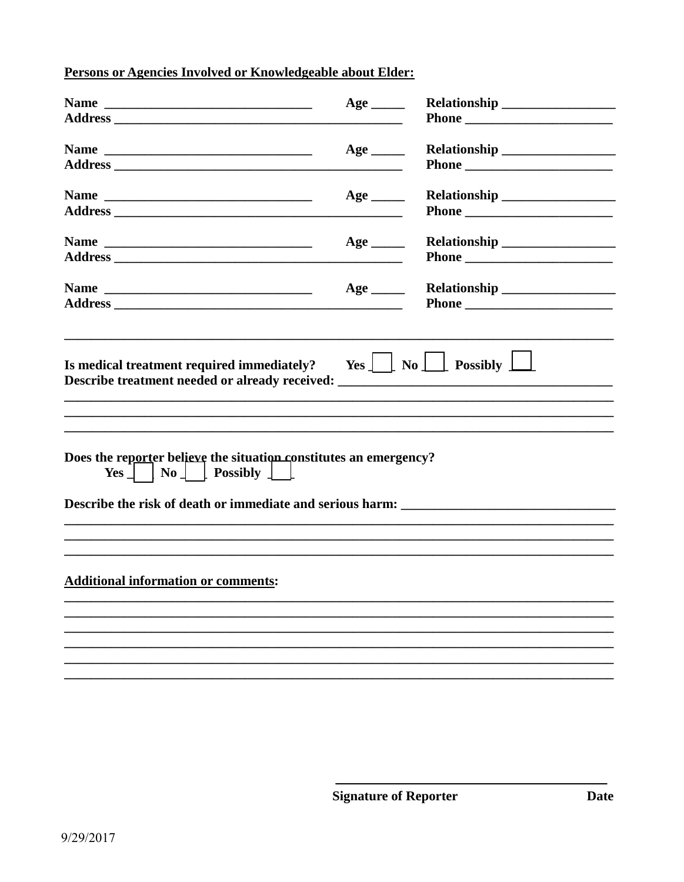**Persons or Agencies Involved or Knowledgeable about Elder:**

**Name** _______________________________ **Age** _____ **Relationship** _________________
**Address** ____________________________________________ **Phone** ______________________

**Name** _______________________________ **Age** _____ **Relationship** _________________
**Address** ____________________________________________ **Phone** ______________________

**Name** _______________________________ **Age** _____ **Relationship** _________________
**Address** ____________________________________________ **Phone** ______________________

**Name** _______________________________ **Age** _____ **Relationship** _________________
**Address** ____________________________________________ **Phone** ______________________

**Name** _______________________________ **Age** _____ **Relationship** _________________
**Address** ____________________________________________ **Phone** ______________________

---

**Is medical treatment required immediately?** **Yes** ☐ **No** ☐ **Possibly** ☐
**Describe treatment needed or already received:** ________________________________________
___________________________________________________________________________________
___________________________________________________________________________________
___________________________________________________________________________________

**Does the reporter believe the situation constitutes an emergency?**
**Yes** ☐ **No** ☐ **Possibly** ☐

**Describe the risk of death or immediate and serious harm:** _______________________________
___________________________________________________________________________________
___________________________________________________________________________________
___________________________________________________________________________________

**Additional information or comments:**
___________________________________________________________________________________
___________________________________________________________________________________
___________________________________________________________________________________
___________________________________________________________________________________
___________________________________________________________________________________
___________________________________________________________________________________

_________________________________________
**Signature of Reporter** **Date**

9/29/2017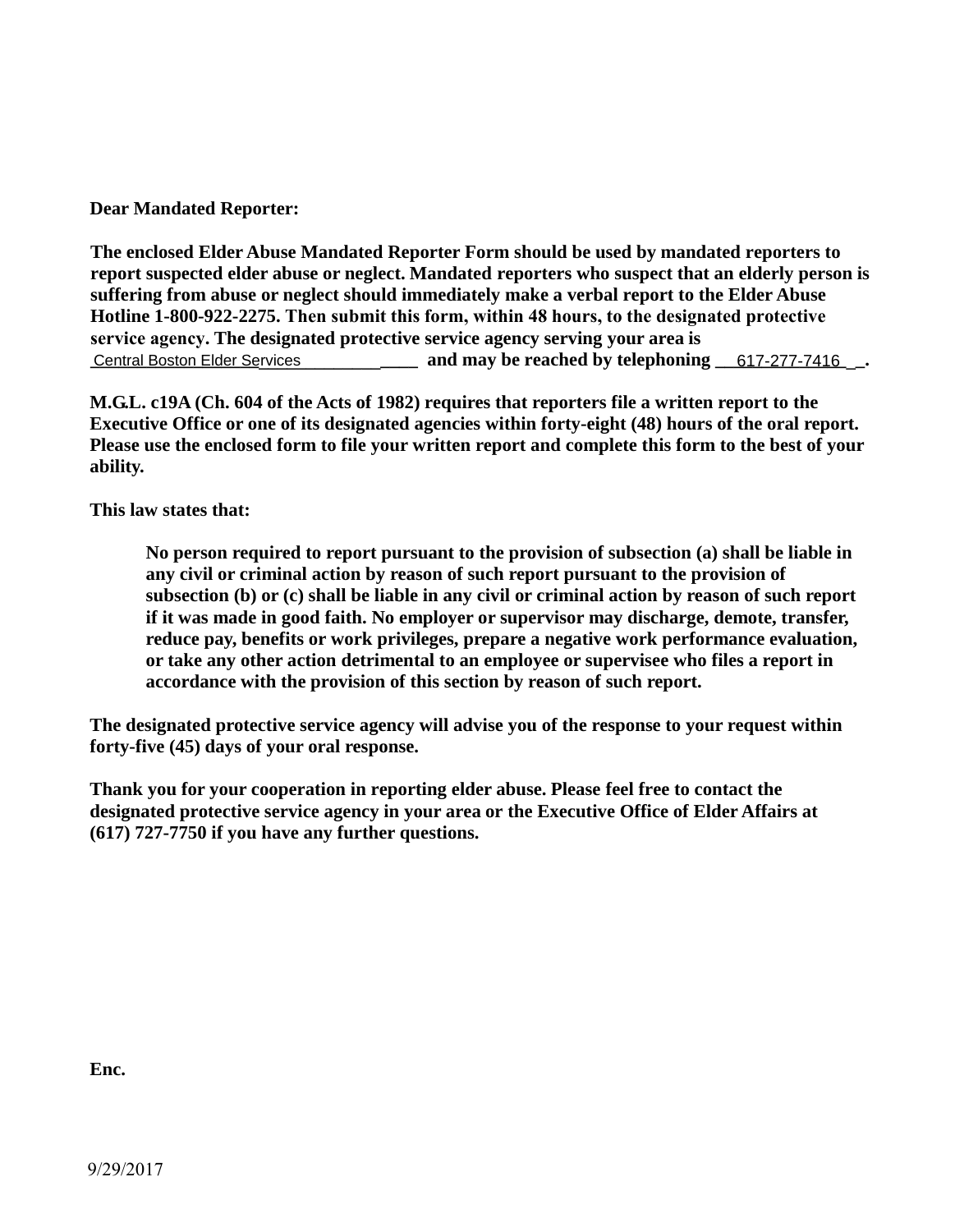**Dear Mandated Reporter:**

**The enclosed Elder Abuse Mandated Reporter Form should be used by mandated reporters to report suspected elder abuse or neglect. Mandated reporters who suspect that an elderly person is suffering from abuse or neglect should immediately make a verbal report to the Elder Abuse Hotline 1-800-922-2275. Then submit this form, within 48 hours, to the designated protective service agency. The designated protective service agency serving your area is** Central Boston Elder Services **and may be reached by telephoning** 617-277-7416**.**

**M.G.L. c19A (Ch. 604 of the Acts of 1982) requires that reporters file a written report to the Executive Office or one of its designated agencies within forty-eight (48) hours of the oral report. Please use the enclosed form to file your written report and complete this form to the best of your ability.**

**This law states that:**

> **No person required to report pursuant to the provision of subsection (a) shall be liable in any civil or criminal action by reason of such report pursuant to the provision of subsection (b) or (c) shall be liable in any civil or criminal action by reason of such report if it was made in good faith. No employer or supervisor may discharge, demote, transfer, reduce pay, benefits or work privileges, prepare a negative work performance evaluation, or take any other action detrimental to an employee or supervisee who files a report in accordance with the provision of this section by reason of such report.**

**The designated protective service agency will advise you of the response to your request within forty-five (45) days of your oral response.**

**Thank you for your cooperation in reporting elder abuse. Please feel free to contact the designated protective service agency in your area or the Executive Office of Elder Affairs at (617) 727-7750 if you have any further questions.**

**Enc.**

9/29/2017